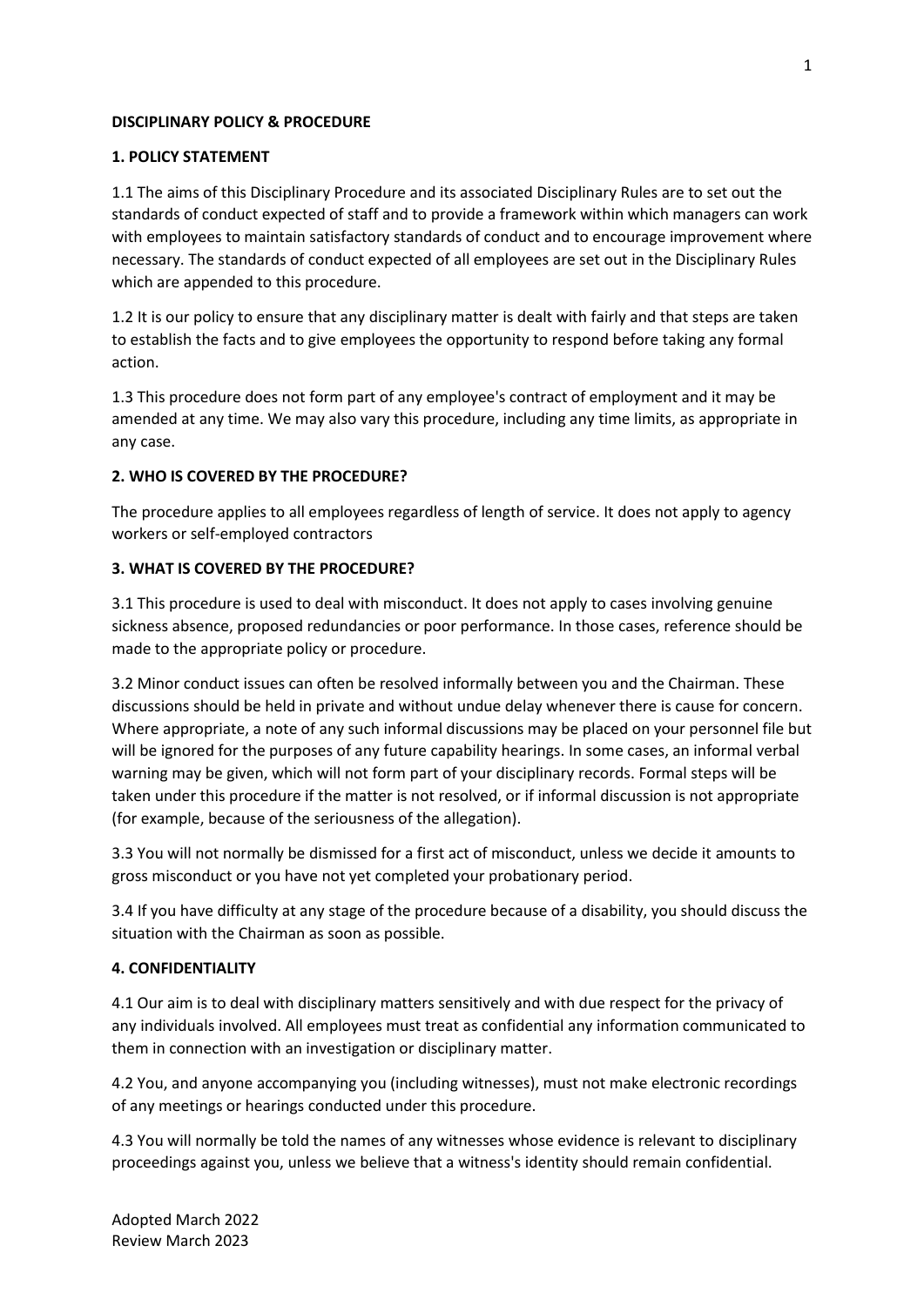**DISCIPLINARY POLICY & PROCEDURE**

**1. POLICY STATEMENT**

1.1 The aims of this Disciplinary Procedure and its associated Disciplinary Rules are to set out the standards of conduct expected of staff and to provide a framework within which managers can work with employees to maintain satisfactory standards of conduct and to encourage improvement where necessary. The standards of conduct expected of all employees are set out in the Disciplinary Rules which are appended to this procedure.

1.2 It is our policy to ensure that any disciplinary matter is dealt with fairly and that steps are taken to establish the facts and to give employees the opportunity to respond before taking any formal action.

1.3 This procedure does not form part of any employee's contract of employment and it may be amended at any time. We may also vary this procedure, including any time limits, as appropriate in any case.

**2. WHO IS COVERED BY THE PROCEDURE?**

The procedure applies to all employees regardless of length of service. It does not apply to agency workers or self-employed contractors

**3. WHAT IS COVERED BY THE PROCEDURE?**

3.1 This procedure is used to deal with misconduct. It does not apply to cases involving genuine sickness absence, proposed redundancies or poor performance. In those cases, reference should be made to the appropriate policy or procedure.

3.2 Minor conduct issues can often be resolved informally between you and the Chairman. These discussions should be held in private and without undue delay whenever there is cause for concern. Where appropriate, a note of any such informal discussions may be placed on your personnel file but will be ignored for the purposes of any future capability hearings. In some cases, an informal verbal warning may be given, which will not form part of your disciplinary records. Formal steps will be taken under this procedure if the matter is not resolved, or if informal discussion is not appropriate (for example, because of the seriousness of the allegation).

3.3 You will not normally be dismissed for a first act of misconduct, unless we decide it amounts to gross misconduct or you have not yet completed your probationary period.

3.4 If you have difficulty at any stage of the procedure because of a disability, you should discuss the situation with the Chairman as soon as possible.

**4. CONFIDENTIALITY**

4.1 Our aim is to deal with disciplinary matters sensitively and with due respect for the privacy of any individuals involved. All employees must treat as confidential any information communicated to them in connection with an investigation or disciplinary matter.

4.2 You, and anyone accompanying you (including witnesses), must not make electronic recordings of any meetings or hearings conducted under this procedure.

4.3 You will normally be told the names of any witnesses whose evidence is relevant to disciplinary proceedings against you, unless we believe that a witness's identity should remain confidential.

Adopted March 2022
Review March 2023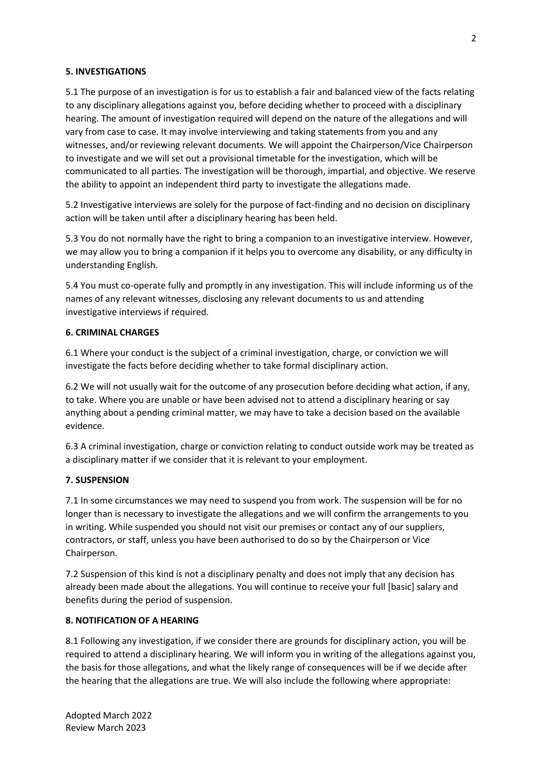**5. INVESTIGATIONS**

5.1 The purpose of an investigation is for us to establish a fair and balanced view of the facts relating to any disciplinary allegations against you, before deciding whether to proceed with a disciplinary hearing. The amount of investigation required will depend on the nature of the allegations and will vary from case to case. It may involve interviewing and taking statements from you and any witnesses, and/or reviewing relevant documents. We will appoint the Chairperson/Vice Chairperson to investigate and we will set out a provisional timetable for the investigation, which will be communicated to all parties. The investigation will be thorough, impartial, and objective. We reserve the ability to appoint an independent third party to investigate the allegations made.

5.2 Investigative interviews are solely for the purpose of fact-finding and no decision on disciplinary action will be taken until after a disciplinary hearing has been held.

5.3 You do not normally have the right to bring a companion to an investigative interview. However, we may allow you to bring a companion if it helps you to overcome any disability, or any difficulty in understanding English.

5.4 You must co-operate fully and promptly in any investigation. This will include informing us of the names of any relevant witnesses, disclosing any relevant documents to us and attending investigative interviews if required.

**6. CRIMINAL CHARGES**

6.1 Where your conduct is the subject of a criminal investigation, charge, or conviction we will investigate the facts before deciding whether to take formal disciplinary action.

6.2 We will not usually wait for the outcome of any prosecution before deciding what action, if any, to take. Where you are unable or have been advised not to attend a disciplinary hearing or say anything about a pending criminal matter, we may have to take a decision based on the available evidence.

6.3 A criminal investigation, charge or conviction relating to conduct outside work may be treated as a disciplinary matter if we consider that it is relevant to your employment.

**7. SUSPENSION**

7.1 In some circumstances we may need to suspend you from work. The suspension will be for no longer than is necessary to investigate the allegations and we will confirm the arrangements to you in writing. While suspended you should not visit our premises or contact any of our suppliers, contractors, or staff, unless you have been authorised to do so by the Chairperson or Vice Chairperson.

7.2 Suspension of this kind is not a disciplinary penalty and does not imply that any decision has already been made about the allegations. You will continue to receive your full [basic] salary and benefits during the period of suspension.

**8. NOTIFICATION OF A HEARING**

8.1 Following any investigation, if we consider there are grounds for disciplinary action, you will be required to attend a disciplinary hearing. We will inform you in writing of the allegations against you, the basis for those allegations, and what the likely range of consequences will be if we decide after the hearing that the allegations are true. We will also include the following where appropriate:

Adopted March 2022
Review March 2023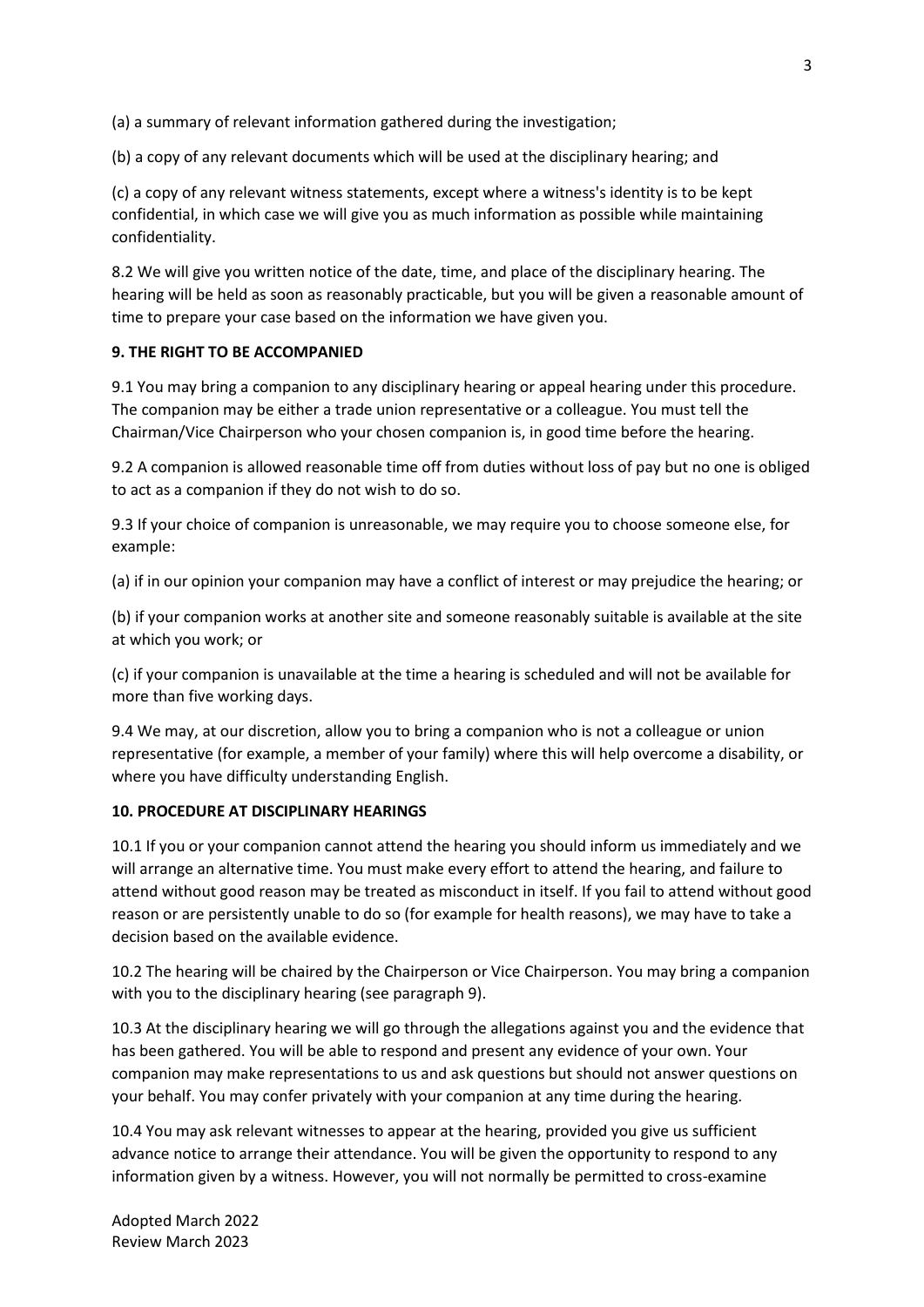(a) a summary of relevant information gathered during the investigation;

(b) a copy of any relevant documents which will be used at the disciplinary hearing; and

(c) a copy of any relevant witness statements, except where a witness's identity is to be kept confidential, in which case we will give you as much information as possible while maintaining confidentiality.

8.2 We will give you written notice of the date, time, and place of the disciplinary hearing. The hearing will be held as soon as reasonably practicable, but you will be given a reasonable amount of time to prepare your case based on the information we have given you.

**9. THE RIGHT TO BE ACCOMPANIED**

9.1 You may bring a companion to any disciplinary hearing or appeal hearing under this procedure. The companion may be either a trade union representative or a colleague. You must tell the Chairman/Vice Chairperson who your chosen companion is, in good time before the hearing.

9.2 A companion is allowed reasonable time off from duties without loss of pay but no one is obliged to act as a companion if they do not wish to do so.

9.3 If your choice of companion is unreasonable, we may require you to choose someone else, for example:

(a) if in our opinion your companion may have a conflict of interest or may prejudice the hearing; or

(b) if your companion works at another site and someone reasonably suitable is available at the site at which you work; or

(c) if your companion is unavailable at the time a hearing is scheduled and will not be available for more than five working days.

9.4 We may, at our discretion, allow you to bring a companion who is not a colleague or union representative (for example, a member of your family) where this will help overcome a disability, or where you have difficulty understanding English.

**10. PROCEDURE AT DISCIPLINARY HEARINGS**

10.1 If you or your companion cannot attend the hearing you should inform us immediately and we will arrange an alternative time. You must make every effort to attend the hearing, and failure to attend without good reason may be treated as misconduct in itself. If you fail to attend without good reason or are persistently unable to do so (for example for health reasons), we may have to take a decision based on the available evidence.

10.2 The hearing will be chaired by the Chairperson or Vice Chairperson. You may bring a companion with you to the disciplinary hearing (see paragraph 9).

10.3 At the disciplinary hearing we will go through the allegations against you and the evidence that has been gathered. You will be able to respond and present any evidence of your own. Your companion may make representations to us and ask questions but should not answer questions on your behalf. You may confer privately with your companion at any time during the hearing.

10.4 You may ask relevant witnesses to appear at the hearing, provided you give us sufficient advance notice to arrange their attendance. You will be given the opportunity to respond to any information given by a witness. However, you will not normally be permitted to cross-examine

Adopted March 2022
Review March 2023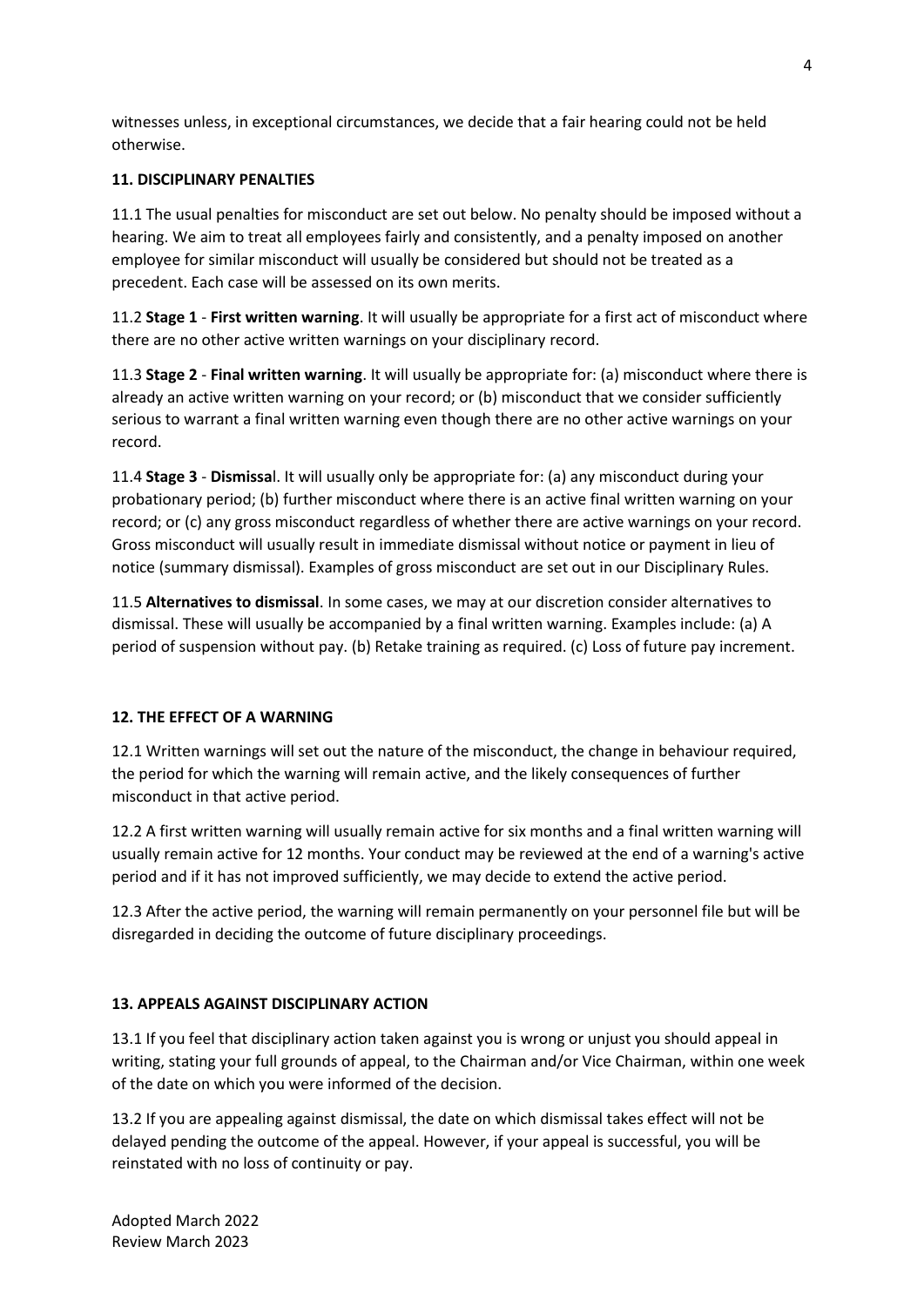witnesses unless, in exceptional circumstances, we decide that a fair hearing could not be held otherwise.

**11. DISCIPLINARY PENALTIES**

11.1 The usual penalties for misconduct are set out below. No penalty should be imposed without a hearing. We aim to treat all employees fairly and consistently, and a penalty imposed on another employee for similar misconduct will usually be considered but should not be treated as a precedent. Each case will be assessed on its own merits.

11.2 **Stage 1** - **First written warning**. It will usually be appropriate for a first act of misconduct where there are no other active written warnings on your disciplinary record.

11.3 **Stage 2** - **Final written warning**. It will usually be appropriate for: (a) misconduct where there is already an active written warning on your record; or (b) misconduct that we consider sufficiently serious to warrant a final written warning even though there are no other active warnings on your record.

11.4 **Stage 3** - **Dismissa**l. It will usually only be appropriate for: (a) any misconduct during your probationary period; (b) further misconduct where there is an active final written warning on your record; or (c) any gross misconduct regardless of whether there are active warnings on your record. Gross misconduct will usually result in immediate dismissal without notice or payment in lieu of notice (summary dismissal). Examples of gross misconduct are set out in our Disciplinary Rules.

11.5 **Alternatives to dismissal**. In some cases, we may at our discretion consider alternatives to dismissal. These will usually be accompanied by a final written warning. Examples include: (a) A period of suspension without pay. (b) Retake training as required. (c) Loss of future pay increment.

**12. THE EFFECT OF A WARNING**

12.1 Written warnings will set out the nature of the misconduct, the change in behaviour required, the period for which the warning will remain active, and the likely consequences of further misconduct in that active period.

12.2 A first written warning will usually remain active for six months and a final written warning will usually remain active for 12 months. Your conduct may be reviewed at the end of a warning's active period and if it has not improved sufficiently, we may decide to extend the active period.

12.3 After the active period, the warning will remain permanently on your personnel file but will be disregarded in deciding the outcome of future disciplinary proceedings.

**13. APPEALS AGAINST DISCIPLINARY ACTION**

13.1 If you feel that disciplinary action taken against you is wrong or unjust you should appeal in writing, stating your full grounds of appeal, to the Chairman and/or Vice Chairman, within one week of the date on which you were informed of the decision.

13.2 If you are appealing against dismissal, the date on which dismissal takes effect will not be delayed pending the outcome of the appeal. However, if your appeal is successful, you will be reinstated with no loss of continuity or pay.

Adopted March 2022
Review March 2023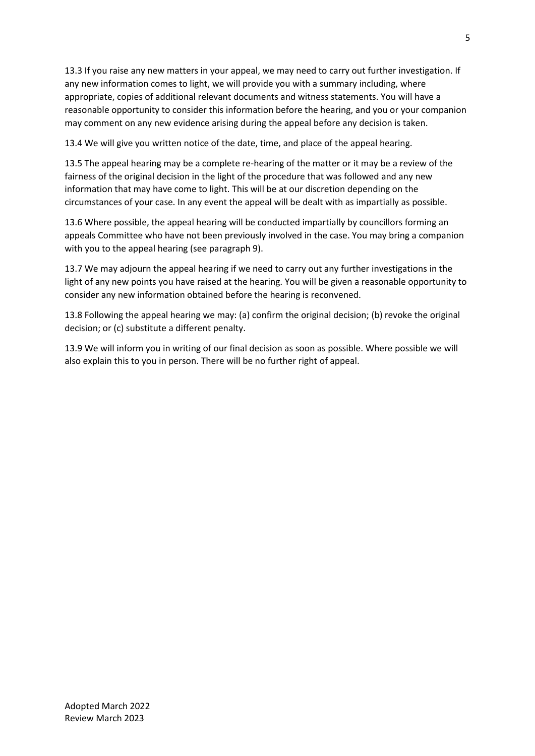13.3 If you raise any new matters in your appeal, we may need to carry out further investigation. If any new information comes to light, we will provide you with a summary including, where appropriate, copies of additional relevant documents and witness statements. You will have a reasonable opportunity to consider this information before the hearing, and you or your companion may comment on any new evidence arising during the appeal before any decision is taken.

13.4 We will give you written notice of the date, time, and place of the appeal hearing.

13.5 The appeal hearing may be a complete re-hearing of the matter or it may be a review of the fairness of the original decision in the light of the procedure that was followed and any new information that may have come to light. This will be at our discretion depending on the circumstances of your case. In any event the appeal will be dealt with as impartially as possible.

13.6 Where possible, the appeal hearing will be conducted impartially by councillors forming an appeals Committee who have not been previously involved in the case. You may bring a companion with you to the appeal hearing (see paragraph 9).

13.7 We may adjourn the appeal hearing if we need to carry out any further investigations in the light of any new points you have raised at the hearing. You will be given a reasonable opportunity to consider any new information obtained before the hearing is reconvened.

13.8 Following the appeal hearing we may: (a) confirm the original decision; (b) revoke the original decision; or (c) substitute a different penalty.

13.9 We will inform you in writing of our final decision as soon as possible. Where possible we will also explain this to you in person. There will be no further right of appeal.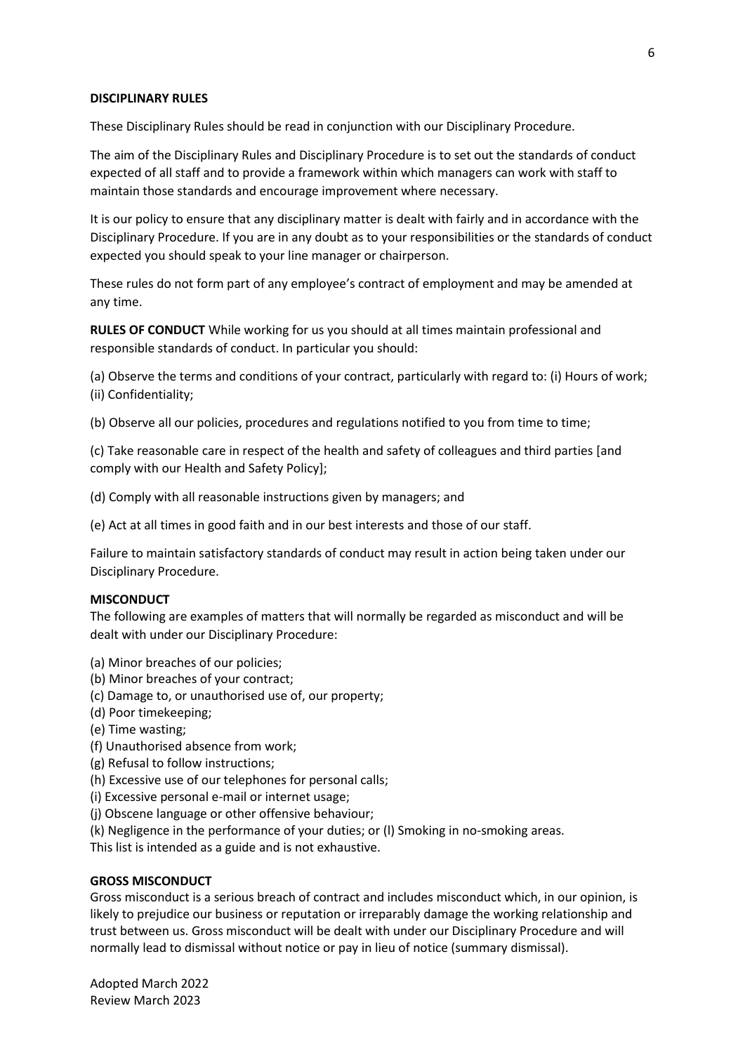## DISCIPLINARY RULES

These Disciplinary Rules should be read in conjunction with our Disciplinary Procedure.

The aim of the Disciplinary Rules and Disciplinary Procedure is to set out the standards of conduct expected of all staff and to provide a framework within which managers can work with staff to maintain those standards and encourage improvement where necessary.

It is our policy to ensure that any disciplinary matter is dealt with fairly and in accordance with the Disciplinary Procedure. If you are in any doubt as to your responsibilities or the standards of conduct expected you should speak to your line manager or chairperson.

These rules do not form part of any employee's contract of employment and may be amended at any time.

**RULES OF CONDUCT** While working for us you should at all times maintain professional and responsible standards of conduct. In particular you should:

(a) Observe the terms and conditions of your contract, particularly with regard to: (i) Hours of work; (ii) Confidentiality;

(b) Observe all our policies, procedures and regulations notified to you from time to time;

(c) Take reasonable care in respect of the health and safety of colleagues and third parties [and comply with our Health and Safety Policy];

(d) Comply with all reasonable instructions given by managers; and

(e) Act at all times in good faith and in our best interests and those of our staff.

Failure to maintain satisfactory standards of conduct may result in action being taken under our Disciplinary Procedure.

## MISCONDUCT

The following are examples of matters that will normally be regarded as misconduct and will be dealt with under our Disciplinary Procedure:

(a) Minor breaches of our policies;
(b) Minor breaches of your contract;
(c) Damage to, or unauthorised use of, our property;
(d) Poor timekeeping;
(e) Time wasting;
(f) Unauthorised absence from work;
(g) Refusal to follow instructions;
(h) Excessive use of our telephones for personal calls;
(i) Excessive personal e-mail or internet usage;
(j) Obscene language or other offensive behaviour;
(k) Negligence in the performance of your duties; or (l) Smoking in no-smoking areas.

This list is intended as a guide and is not exhaustive.

## GROSS MISCONDUCT

Gross misconduct is a serious breach of contract and includes misconduct which, in our opinion, is likely to prejudice our business or reputation or irreparably damage the working relationship and trust between us. Gross misconduct will be dealt with under our Disciplinary Procedure and will normally lead to dismissal without notice or pay in lieu of notice (summary dismissal).

Adopted March 2022
Review March 2023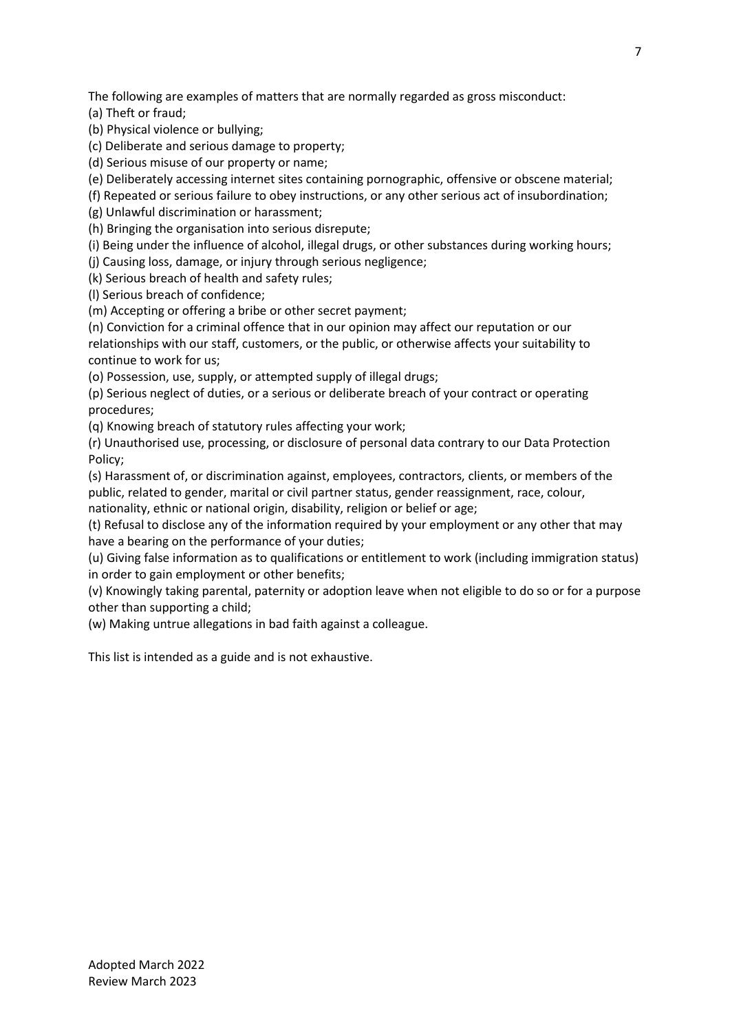The following are examples of matters that are normally regarded as gross misconduct:

(a) Theft or fraud;

(b) Physical violence or bullying;

(c) Deliberate and serious damage to property;

(d) Serious misuse of our property or name;

(e) Deliberately accessing internet sites containing pornographic, offensive or obscene material;

(f) Repeated or serious failure to obey instructions, or any other serious act of insubordination;

(g) Unlawful discrimination or harassment;

(h) Bringing the organisation into serious disrepute;

(i) Being under the influence of alcohol, illegal drugs, or other substances during working hours;

(j) Causing loss, damage, or injury through serious negligence;

(k) Serious breach of health and safety rules;

(l) Serious breach of confidence;

(m) Accepting or offering a bribe or other secret payment;

(n) Conviction for a criminal offence that in our opinion may affect our reputation or our relationships with our staff, customers, or the public, or otherwise affects your suitability to continue to work for us;

(o) Possession, use, supply, or attempted supply of illegal drugs;

(p) Serious neglect of duties, or a serious or deliberate breach of your contract or operating procedures;

(q) Knowing breach of statutory rules affecting your work;

(r) Unauthorised use, processing, or disclosure of personal data contrary to our Data Protection Policy;

(s) Harassment of, or discrimination against, employees, contractors, clients, or members of the public, related to gender, marital or civil partner status, gender reassignment, race, colour, nationality, ethnic or national origin, disability, religion or belief or age;

(t) Refusal to disclose any of the information required by your employment or any other that may have a bearing on the performance of your duties;

(u) Giving false information as to qualifications or entitlement to work (including immigration status) in order to gain employment or other benefits;

(v) Knowingly taking parental, paternity or adoption leave when not eligible to do so or for a purpose other than supporting a child;

(w) Making untrue allegations in bad faith against a colleague.

This list is intended as a guide and is not exhaustive.